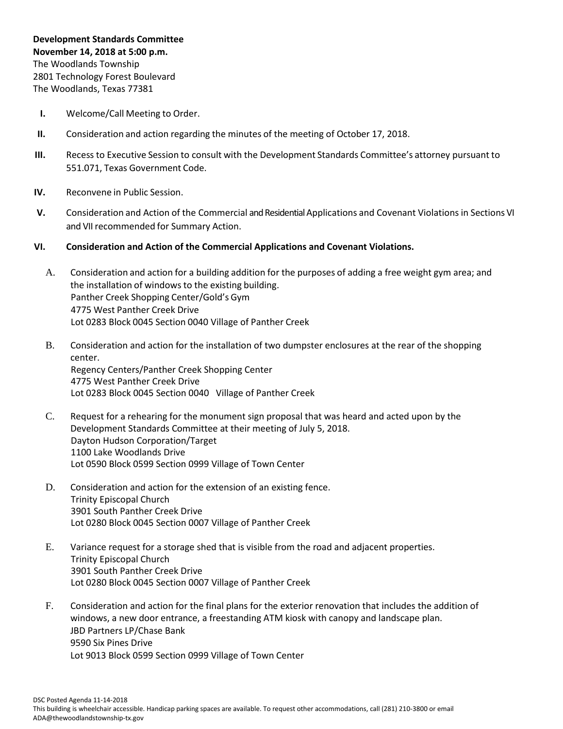**Development Standards Committee**
**November 14, 2018 at 5:00 p.m.**
The Woodlands Township
2801 Technology Forest Boulevard
The Woodlands, Texas 77381

**I.** Welcome/Call Meeting to Order.

**II.** Consideration and action regarding the minutes of the meeting of October 17, 2018.

**III.** Recess to Executive Session to consult with the Development Standards Committee's attorney pursuant to 551.071, Texas Government Code.

**IV.** Reconvene in Public Session.

**V.** Consideration and Action of the Commercial and Residential Applications and Covenant Violations in Sections VI and VII recommended for Summary Action.

**VI. Consideration and Action of the Commercial Applications and Covenant Violations.**

A. Consideration and action for a building addition for the purposes of adding a free weight gym area; and the installation of windows to the existing building.
Panther Creek Shopping Center/Gold's Gym
4775 West Panther Creek Drive
Lot 0283 Block 0045 Section 0040 Village of Panther Creek

B. Consideration and action for the installation of two dumpster enclosures at the rear of the shopping center.
Regency Centers/Panther Creek Shopping Center
4775 West Panther Creek Drive
Lot 0283 Block 0045 Section 0040 Village of Panther Creek

C. Request for a rehearing for the monument sign proposal that was heard and acted upon by the Development Standards Committee at their meeting of July 5, 2018.
Dayton Hudson Corporation/Target
1100 Lake Woodlands Drive
Lot 0590 Block 0599 Section 0999 Village of Town Center

D. Consideration and action for the extension of an existing fence.
Trinity Episcopal Church
3901 South Panther Creek Drive
Lot 0280 Block 0045 Section 0007 Village of Panther Creek

E. Variance request for a storage shed that is visible from the road and adjacent properties.
Trinity Episcopal Church
3901 South Panther Creek Drive
Lot 0280 Block 0045 Section 0007 Village of Panther Creek

F. Consideration and action for the final plans for the exterior renovation that includes the addition of windows, a new door entrance, a freestanding ATM kiosk with canopy and landscape plan.
JBD Partners LP/Chase Bank
9590 Six Pines Drive
Lot 9013 Block 0599 Section 0999 Village of Town Center

DSC Posted Agenda 11-14-2018
This building is wheelchair accessible. Handicap parking spaces are available. To request other accommodations, call (281) 210-3800 or email ADA@thewoodlandstownship-tx.gov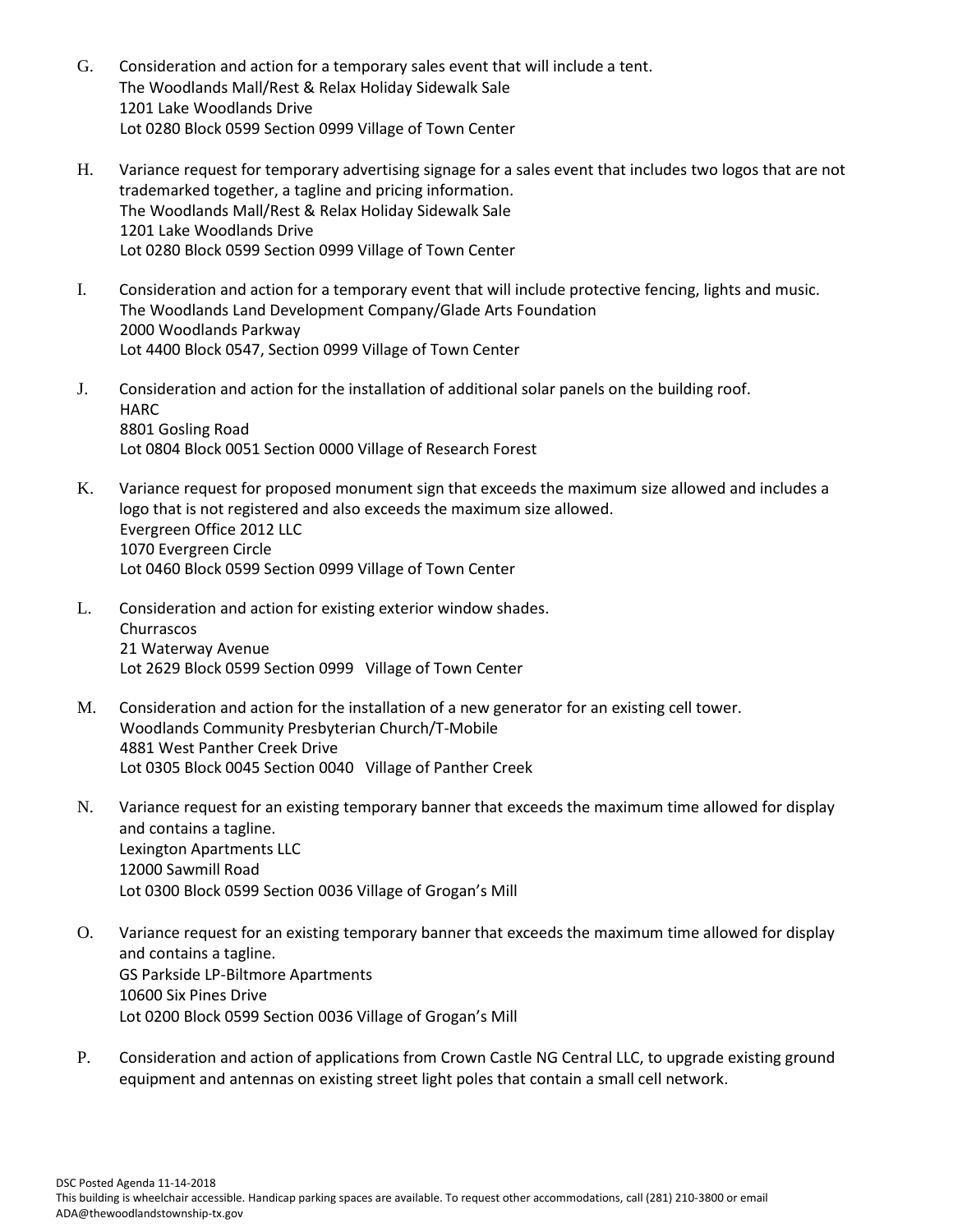G. Consideration and action for a temporary sales event that will include a tent.
The Woodlands Mall/Rest & Relax Holiday Sidewalk Sale
1201 Lake Woodlands Drive
Lot 0280 Block 0599 Section 0999 Village of Town Center

H. Variance request for temporary advertising signage for a sales event that includes two logos that are not trademarked together, a tagline and pricing information.
The Woodlands Mall/Rest & Relax Holiday Sidewalk Sale
1201 Lake Woodlands Drive
Lot 0280 Block 0599 Section 0999 Village of Town Center

I. Consideration and action for a temporary event that will include protective fencing, lights and music.
The Woodlands Land Development Company/Glade Arts Foundation
2000 Woodlands Parkway
Lot 4400 Block 0547, Section 0999 Village of Town Center

J. Consideration and action for the installation of additional solar panels on the building roof.
HARC
8801 Gosling Road
Lot 0804 Block 0051 Section 0000 Village of Research Forest

K. Variance request for proposed monument sign that exceeds the maximum size allowed and includes a logo that is not registered and also exceeds the maximum size allowed.
Evergreen Office 2012 LLC
1070 Evergreen Circle
Lot 0460 Block 0599 Section 0999 Village of Town Center

L. Consideration and action for existing exterior window shades.
Churrascos
21 Waterway Avenue
Lot 2629 Block 0599 Section 0999 Village of Town Center

M. Consideration and action for the installation of a new generator for an existing cell tower.
Woodlands Community Presbyterian Church/T-Mobile
4881 West Panther Creek Drive
Lot 0305 Block 0045 Section 0040 Village of Panther Creek

N. Variance request for an existing temporary banner that exceeds the maximum time allowed for display and contains a tagline.
Lexington Apartments LLC
12000 Sawmill Road
Lot 0300 Block 0599 Section 0036 Village of Grogan's Mill

O. Variance request for an existing temporary banner that exceeds the maximum time allowed for display and contains a tagline.
GS Parkside LP-Biltmore Apartments
10600 Six Pines Drive
Lot 0200 Block 0599 Section 0036 Village of Grogan's Mill

P. Consideration and action of applications from Crown Castle NG Central LLC, to upgrade existing ground equipment and antennas on existing street light poles that contain a small cell network.

DSC Posted Agenda 11-14-2018
This building is wheelchair accessible. Handicap parking spaces are available. To request other accommodations, call (281) 210-3800 or email ADA@thewoodlandstownship-tx.gov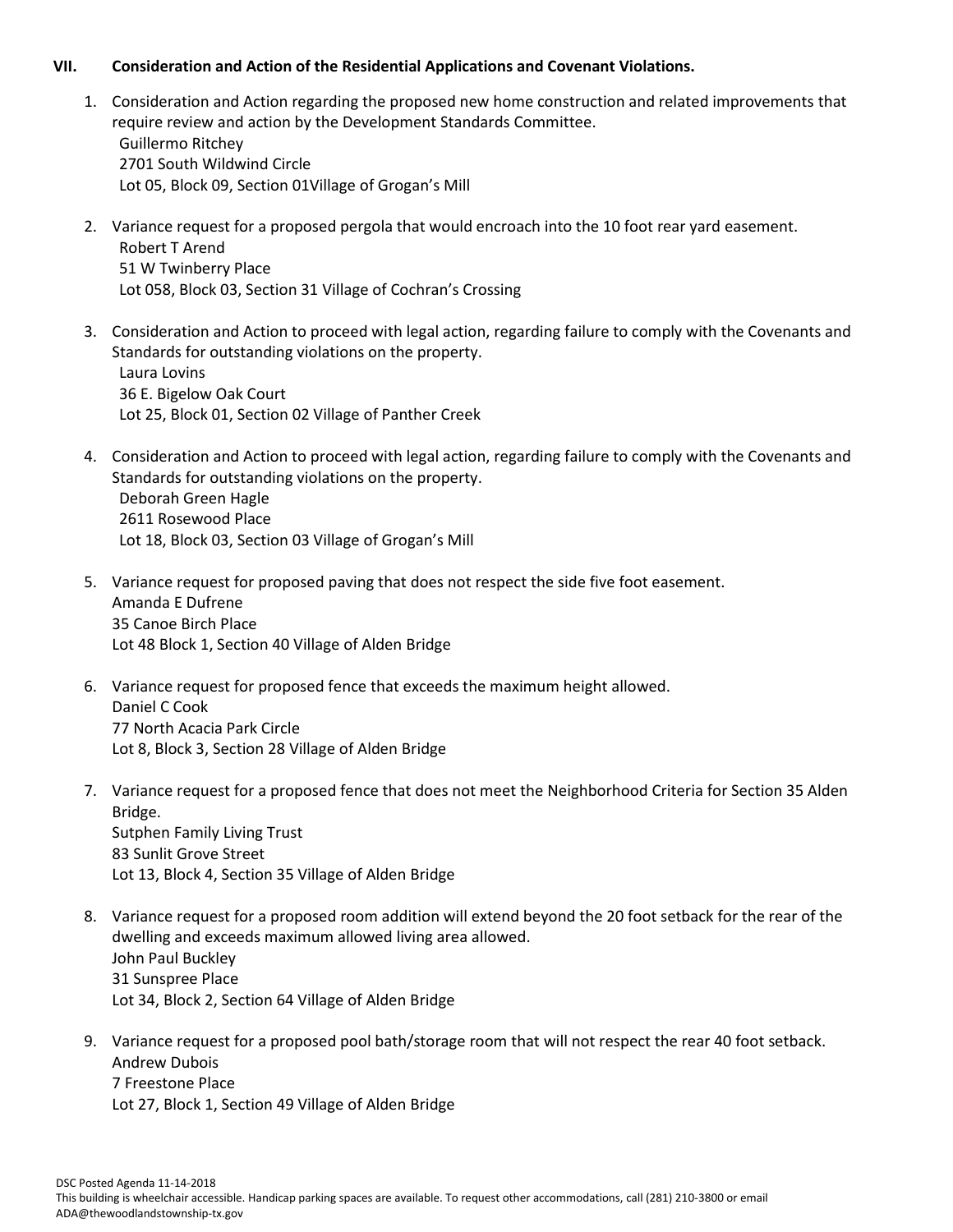## VII. Consideration and Action of the Residential Applications and Covenant Violations.

1. Consideration and Action regarding the proposed new home construction and related improvements that require review and action by the Development Standards Committee.
   Guillermo Ritchey
   2701 South Wildwind Circle
   Lot 05, Block 09, Section 01Village of Grogan's Mill

2. Variance request for a proposed pergola that would encroach into the 10 foot rear yard easement.
   Robert T Arend
   51 W Twinberry Place
   Lot 058, Block 03, Section 31 Village of Cochran's Crossing

3. Consideration and Action to proceed with legal action, regarding failure to comply with the Covenants and Standards for outstanding violations on the property.
   Laura Lovins
   36 E. Bigelow Oak Court
   Lot 25, Block 01, Section 02 Village of Panther Creek

4. Consideration and Action to proceed with legal action, regarding failure to comply with the Covenants and Standards for outstanding violations on the property.
   Deborah Green Hagle
   2611 Rosewood Place
   Lot 18, Block 03, Section 03 Village of Grogan's Mill

5. Variance request for proposed paving that does not respect the side five foot easement.
   Amanda E Dufrene
   35 Canoe Birch Place
   Lot 48 Block 1, Section 40 Village of Alden Bridge

6. Variance request for proposed fence that exceeds the maximum height allowed.
   Daniel C Cook
   77 North Acacia Park Circle
   Lot 8, Block 3, Section 28 Village of Alden Bridge

7. Variance request for a proposed fence that does not meet the Neighborhood Criteria for Section 35 Alden Bridge.
   Sutphen Family Living Trust
   83 Sunlit Grove Street
   Lot 13, Block 4, Section 35 Village of Alden Bridge

8. Variance request for a proposed room addition will extend beyond the 20 foot setback for the rear of the dwelling and exceeds maximum allowed living area allowed.
   John Paul Buckley
   31 Sunspree Place
   Lot 34, Block 2, Section 64 Village of Alden Bridge

9. Variance request for a proposed pool bath/storage room that will not respect the rear 40 foot setback.
   Andrew Dubois
   7 Freestone Place
   Lot 27, Block 1, Section 49 Village of Alden Bridge

DSC Posted Agenda 11-14-2018
This building is wheelchair accessible. Handicap parking spaces are available. To request other accommodations, call (281) 210-3800 or email ADA@thewoodlandstownship-tx.gov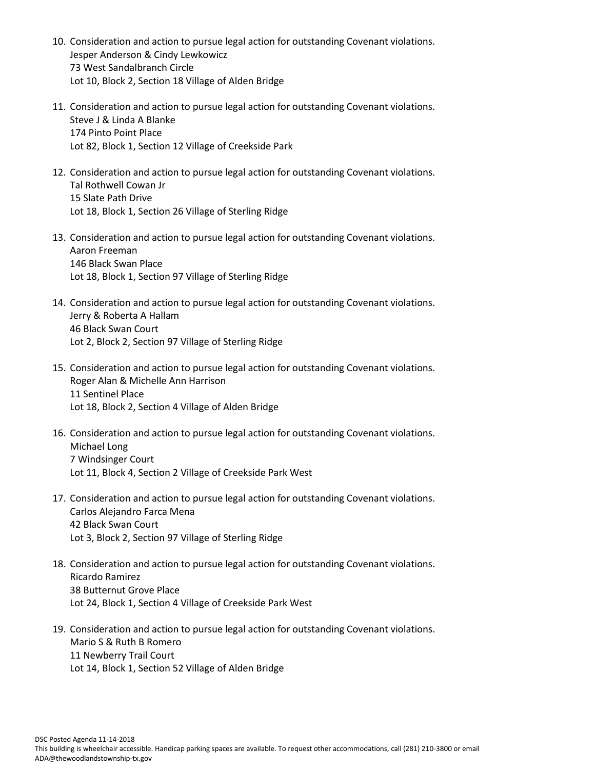10. Consideration and action to pursue legal action for outstanding Covenant violations.
    Jesper Anderson & Cindy Lewkowicz
    73 West Sandalbranch Circle
    Lot 10, Block 2, Section 18 Village of Alden Bridge

11. Consideration and action to pursue legal action for outstanding Covenant violations.
    Steve J & Linda A Blanke
    174 Pinto Point Place
    Lot 82, Block 1, Section 12 Village of Creekside Park

12. Consideration and action to pursue legal action for outstanding Covenant violations.
    Tal Rothwell Cowan Jr
    15 Slate Path Drive
    Lot 18, Block 1, Section 26 Village of Sterling Ridge

13. Consideration and action to pursue legal action for outstanding Covenant violations.
    Aaron Freeman
    146 Black Swan Place
    Lot 18, Block 1, Section 97 Village of Sterling Ridge

14. Consideration and action to pursue legal action for outstanding Covenant violations.
    Jerry & Roberta A Hallam
    46 Black Swan Court
    Lot 2, Block 2, Section 97 Village of Sterling Ridge

15. Consideration and action to pursue legal action for outstanding Covenant violations.
    Roger Alan & Michelle Ann Harrison
    11 Sentinel Place
    Lot 18, Block 2, Section 4 Village of Alden Bridge

16. Consideration and action to pursue legal action for outstanding Covenant violations.
    Michael Long
    7 Windsinger Court
    Lot 11, Block 4, Section 2 Village of Creekside Park West

17. Consideration and action to pursue legal action for outstanding Covenant violations.
    Carlos Alejandro Farca Mena
    42 Black Swan Court
    Lot 3, Block 2, Section 97 Village of Sterling Ridge

18. Consideration and action to pursue legal action for outstanding Covenant violations.
    Ricardo Ramirez
    38 Butternut Grove Place
    Lot 24, Block 1, Section 4 Village of Creekside Park West

19. Consideration and action to pursue legal action for outstanding Covenant violations.
    Mario S & Ruth B Romero
    11 Newberry Trail Court
    Lot 14, Block 1, Section 52 Village of Alden Bridge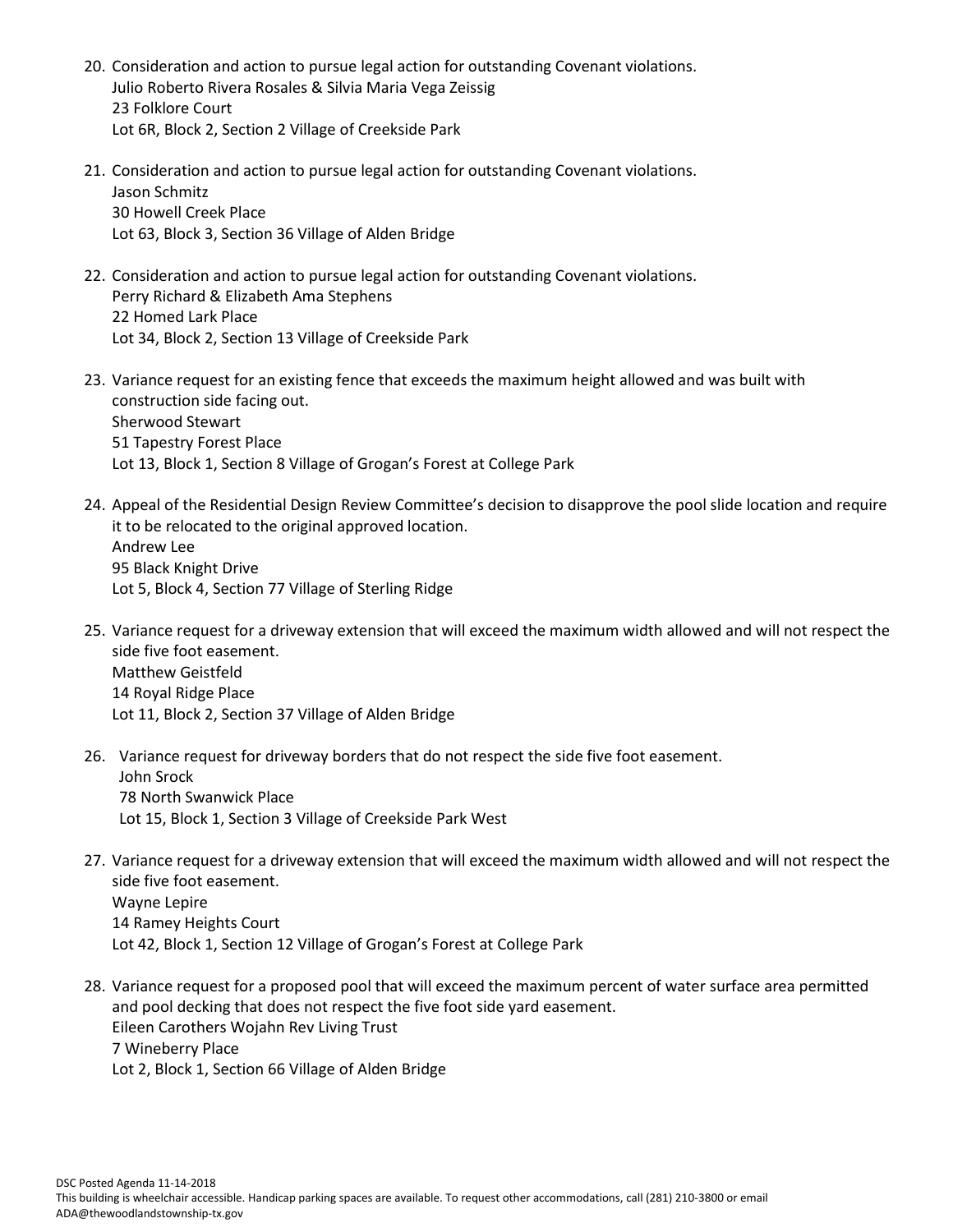20. Consideration and action to pursue legal action for outstanding Covenant violations.
    Julio Roberto Rivera Rosales & Silvia Maria Vega Zeissig
    23 Folklore Court
    Lot 6R, Block 2, Section 2 Village of Creekside Park

21. Consideration and action to pursue legal action for outstanding Covenant violations.
    Jason Schmitz
    30 Howell Creek Place
    Lot 63, Block 3, Section 36 Village of Alden Bridge

22. Consideration and action to pursue legal action for outstanding Covenant violations.
    Perry Richard & Elizabeth Ama Stephens
    22 Homed Lark Place
    Lot 34, Block 2, Section 13 Village of Creekside Park

23. Variance request for an existing fence that exceeds the maximum height allowed and was built with construction side facing out.
    Sherwood Stewart
    51 Tapestry Forest Place
    Lot 13, Block 1, Section 8 Village of Grogan's Forest at College Park

24. Appeal of the Residential Design Review Committee's decision to disapprove the pool slide location and require it to be relocated to the original approved location.
    Andrew Lee
    95 Black Knight Drive
    Lot 5, Block 4, Section 77 Village of Sterling Ridge

25. Variance request for a driveway extension that will exceed the maximum width allowed and will not respect the side five foot easement.
    Matthew Geistfeld
    14 Royal Ridge Place
    Lot 11, Block 2, Section 37 Village of Alden Bridge

26. Variance request for driveway borders that do not respect the side five foot easement.
    John Srock
    78 North Swanwick Place
    Lot 15, Block 1, Section 3 Village of Creekside Park West

27. Variance request for a driveway extension that will exceed the maximum width allowed and will not respect the side five foot easement.
    Wayne Lepire
    14 Ramey Heights Court
    Lot 42, Block 1, Section 12 Village of Grogan's Forest at College Park

28. Variance request for a proposed pool that will exceed the maximum percent of water surface area permitted and pool decking that does not respect the five foot side yard easement.
    Eileen Carothers Wojahn Rev Living Trust
    7 Wineberry Place
    Lot 2, Block 1, Section 66 Village of Alden Bridge

DSC Posted Agenda 11-14-2018
This building is wheelchair accessible. Handicap parking spaces are available. To request other accommodations, call (281) 210-3800 or email ADA@thewoodlandstownship-tx.gov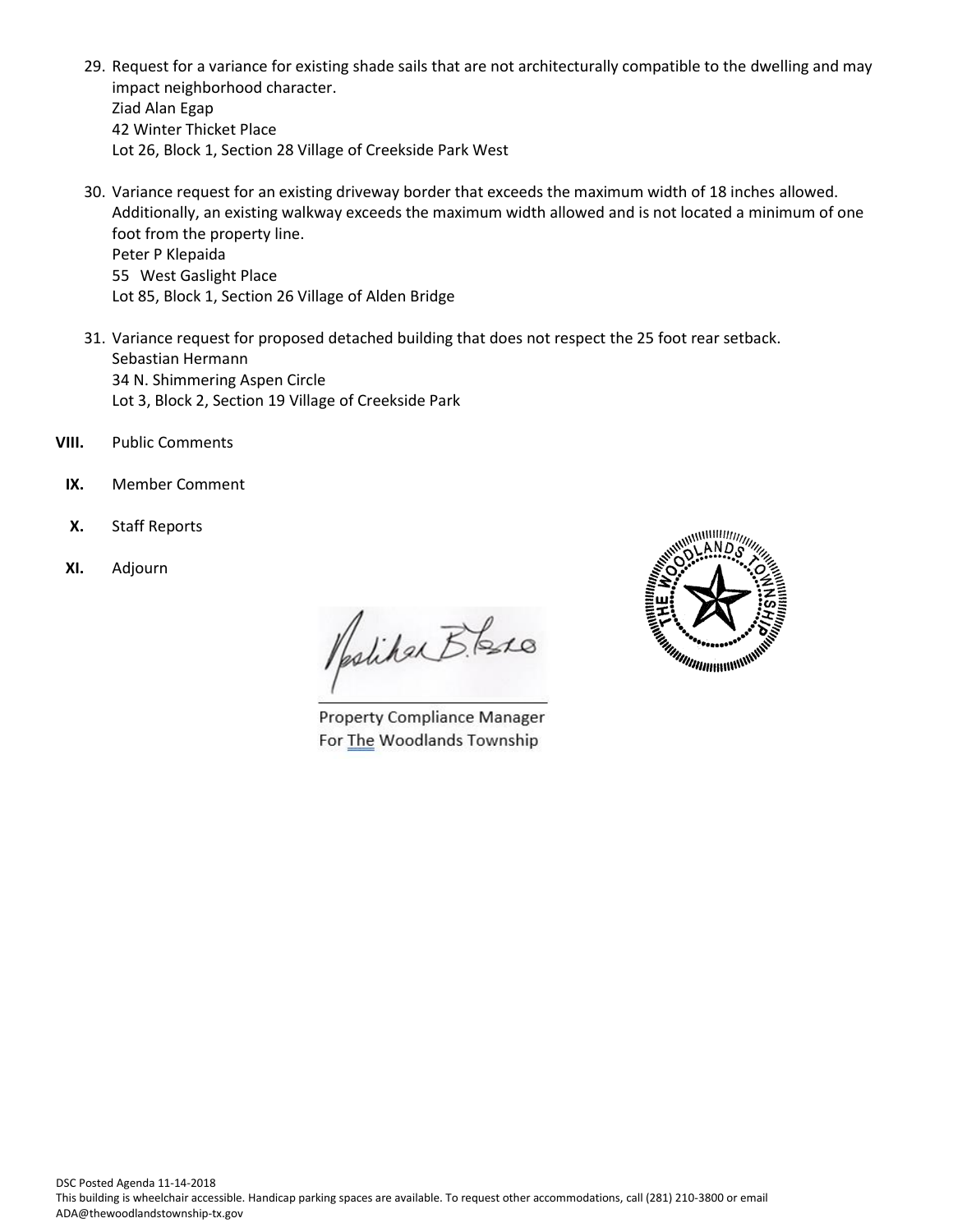29. Request for a variance for existing shade sails that are not architecturally compatible to the dwelling and may impact neighborhood character.
    Ziad Alan Egap
    42 Winter Thicket Place
    Lot 26, Block 1, Section 28 Village of Creekside Park West

30. Variance request for an existing driveway border that exceeds the maximum width of 18 inches allowed. Additionally, an existing walkway exceeds the maximum width allowed and is not located a minimum of one foot from the property line.
    Peter P Klepaida
    55 West Gaslight Place
    Lot 85, Block 1, Section 26 Village of Alden Bridge

31. Variance request for proposed detached building that does not respect the 25 foot rear setback.
    Sebastian Hermann
    34 N. Shimmering Aspen Circle
    Lot 3, Block 2, Section 19 Village of Creekside Park

**VIII.** Public Comments

**IX.** Member Comment

**X.** Staff Reports

**XI.** Adjourn

Property Compliance Manager
For The Woodlands Township

DSC Posted Agenda 11-14-2018
This building is wheelchair accessible. Handicap parking spaces are available. To request other accommodations, call (281) 210-3800 or email ADA@thewoodlandstownship-tx.gov